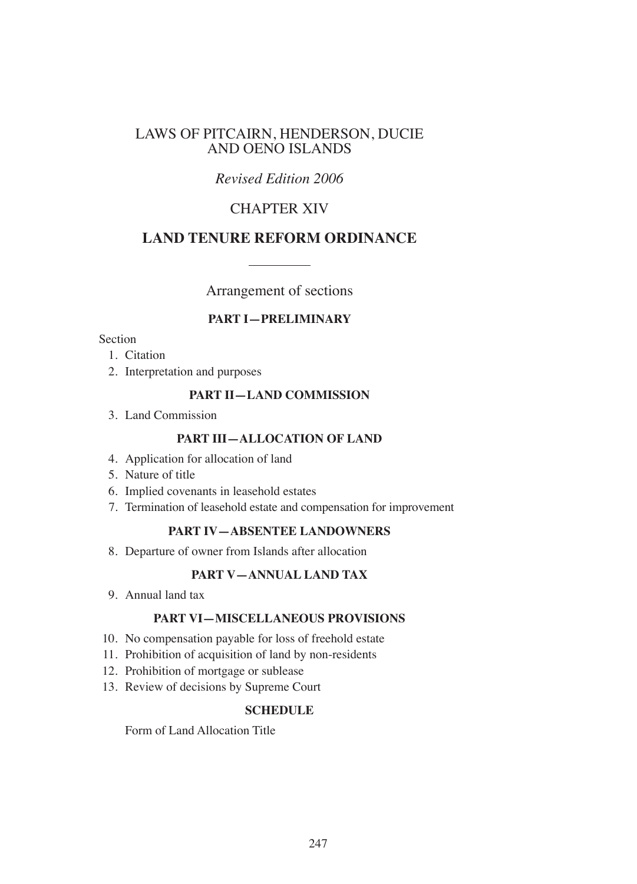# LAWS OF PITCAIRN, HENDERSON, DUCIE AND OENO ISLANDS

*Revised Edition 2006*

## CHAPTER XIV

## LAND TENURE REFORM ORDINANCE

---

Arrangement of sections

### PART I—PRELIMINARY

Section

1. Citation
2. Interpretation and purposes

### PART II—LAND COMMISSION

3. Land Commission

### PART III—ALLOCATION OF LAND

4. Application for allocation of land
5. Nature of title
6. Implied covenants in leasehold estates
7. Termination of leasehold estate and compensation for improvement

### PART IV—ABSENTEE LANDOWNERS

8. Departure of owner from Islands after allocation

### PART V—ANNUAL LAND TAX

9. Annual land tax

### PART VI—MISCELLANEOUS PROVISIONS

10. No compensation payable for loss of freehold estate
11. Prohibition of acquisition of land by non-residents
12. Prohibition of mortgage or sublease
13. Review of decisions by Supreme Court

### SCHEDULE

Form of Land Allocation Title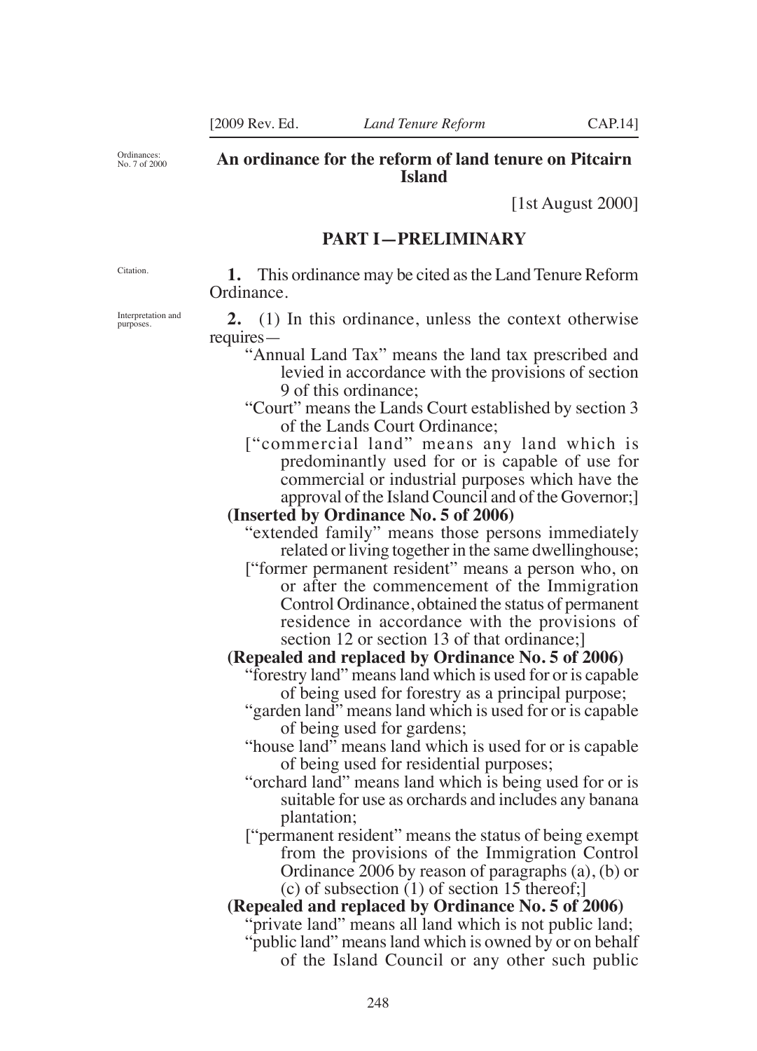Ordinances: No. 7 of 2000

# An ordinance for the reform of land tenure on Pitcairn Island

[1st August 2000]

## PART I—PRELIMINARY

*Citation.*

**1.** This ordinance may be cited as the Land Tenure Reform Ordinance.

*Interpretation and purposes.*

**2.** (1) In this ordinance, unless the context otherwise requires—

"Annual Land Tax" means the land tax prescribed and levied in accordance with the provisions of section 9 of this ordinance;

"Court" means the Lands Court established by section 3 of the Lands Court Ordinance;

["commercial land" means any land which is predominantly used for or is capable of use for commercial or industrial purposes which have the approval of the Island Council and of the Governor;]

**(Inserted by Ordinance No. 5 of 2006)**

"extended family" means those persons immediately related or living together in the same dwellinghouse;

["former permanent resident" means a person who, on or after the commencement of the Immigration Control Ordinance, obtained the status of permanent residence in accordance with the provisions of section 12 or section 13 of that ordinance;]

**(Repealed and replaced by Ordinance No. 5 of 2006)**

"forestry land" means land which is used for or is capable of being used for forestry as a principal purpose;

"garden land" means land which is used for or is capable of being used for gardens;

"house land" means land which is used for or is capable of being used for residential purposes;

"orchard land" means land which is being used for or is suitable for use as orchards and includes any banana plantation;

["permanent resident" means the status of being exempt from the provisions of the Immigration Control Ordinance 2006 by reason of paragraphs (a), (b) or (c) of subsection (1) of section 15 thereof;]

**(Repealed and replaced by Ordinance No. 5 of 2006)**

"private land" means all land which is not public land;

"public land" means land which is owned by or on behalf of the Island Council or any other such public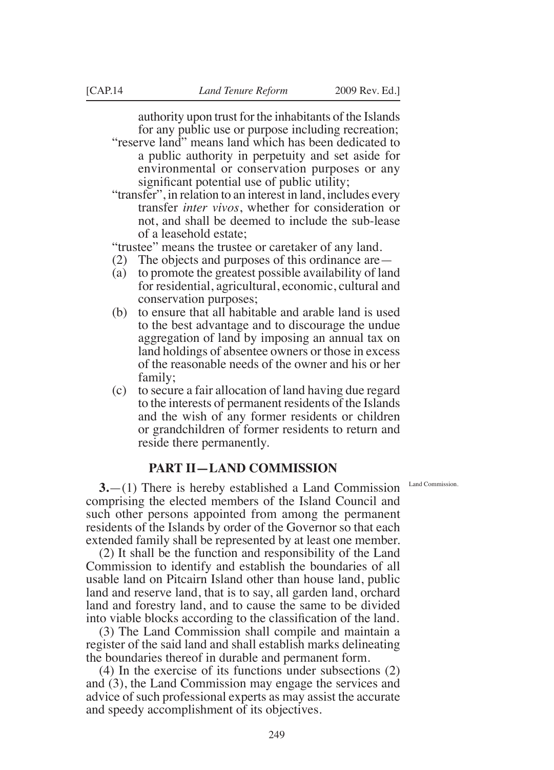authority upon trust for the inhabitants of the Islands for any public use or purpose including recreation;

"reserve land" means land which has been dedicated to a public authority in perpetuity and set aside for environmental or conservation purposes or any significant potential use of public utility;

"transfer", in relation to an interest in land, includes every transfer *inter vivos*, whether for consideration or not, and shall be deemed to include the sub-lease of a leasehold estate;

"trustee" means the trustee or caretaker of any land.

(2) The objects and purposes of this ordinance are—

(a) to promote the greatest possible availability of land for residential, agricultural, economic, cultural and conservation purposes;

(b) to ensure that all habitable and arable land is used to the best advantage and to discourage the undue aggregation of land by imposing an annual tax on land holdings of absentee owners or those in excess of the reasonable needs of the owner and his or her family;

(c) to secure a fair allocation of land having due regard to the interests of permanent residents of the Islands and the wish of any former residents or children or grandchildren of former residents to return and reside there permanently.

## PART II—LAND COMMISSION

Land Commission.

**3.**—(1) There is hereby established a Land Commission comprising the elected members of the Island Council and such other persons appointed from among the permanent residents of the Islands by order of the Governor so that each extended family shall be represented by at least one member.

(2) It shall be the function and responsibility of the Land Commission to identify and establish the boundaries of all usable land on Pitcairn Island other than house land, public land and reserve land, that is to say, all garden land, orchard land and forestry land, and to cause the same to be divided into viable blocks according to the classification of the land.

(3) The Land Commission shall compile and maintain a register of the said land and shall establish marks delineating the boundaries thereof in durable and permanent form.

(4) In the exercise of its functions under subsections (2) and (3), the Land Commission may engage the services and advice of such professional experts as may assist the accurate and speedy accomplishment of its objectives.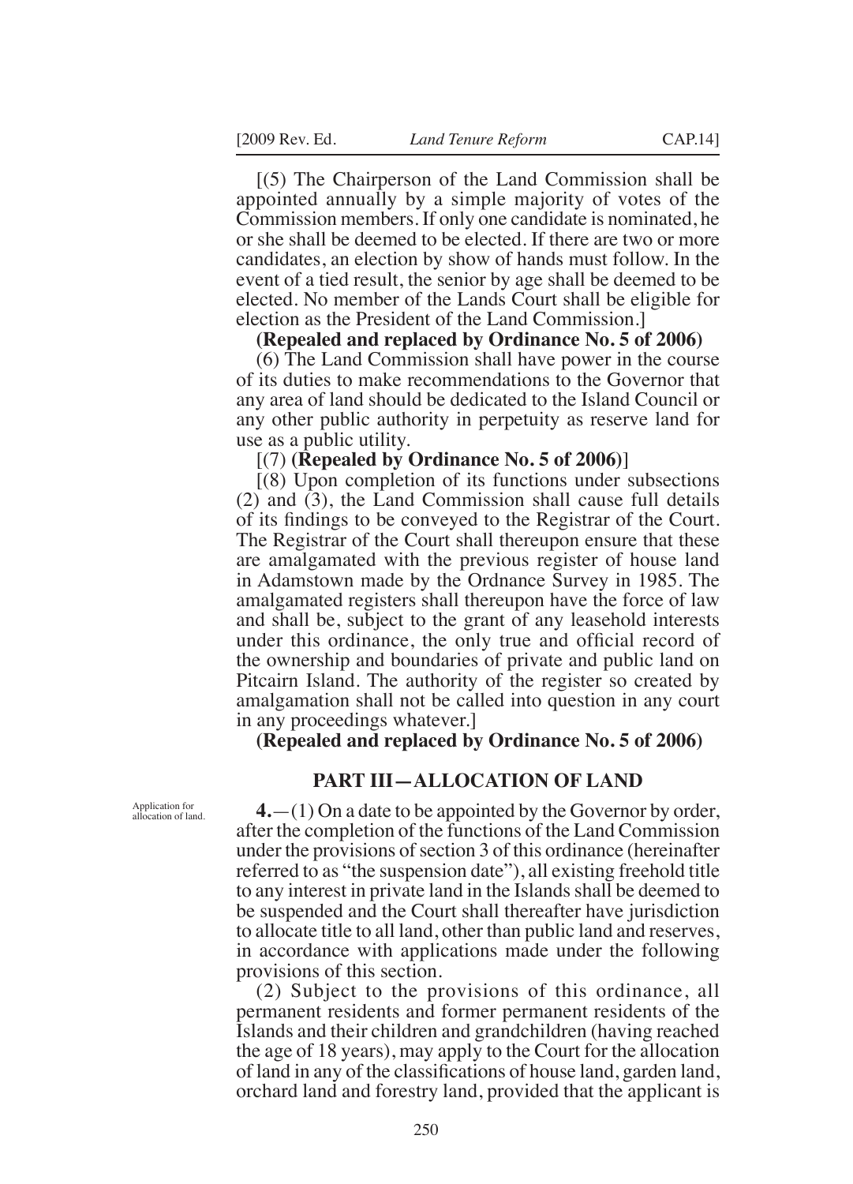[(5) The Chairperson of the Land Commission shall be appointed annually by a simple majority of votes of the Commission members. If only one candidate is nominated, he or she shall be deemed to be elected. If there are two or more candidates, an election by show of hands must follow. In the event of a tied result, the senior by age shall be deemed to be elected. No member of the Lands Court shall be eligible for election as the President of the Land Commission.]

**(Repealed and replaced by Ordinance No. 5 of 2006)**

(6) The Land Commission shall have power in the course of its duties to make recommendations to the Governor that any area of land should be dedicated to the Island Council or any other public authority in perpetuity as reserve land for use as a public utility.

[(7) **(Repealed by Ordinance No. 5 of 2006)**]

[(8) Upon completion of its functions under subsections (2) and (3), the Land Commission shall cause full details of its findings to be conveyed to the Registrar of the Court. The Registrar of the Court shall thereupon ensure that these are amalgamated with the previous register of house land in Adamstown made by the Ordnance Survey in 1985. The amalgamated registers shall thereupon have the force of law and shall be, subject to the grant of any leasehold interests under this ordinance, the only true and official record of the ownership and boundaries of private and public land on Pitcairn Island. The authority of the register so created by amalgamation shall not be called into question in any court in any proceedings whatever.]

**(Repealed and replaced by Ordinance No. 5 of 2006)**

## PART III—ALLOCATION OF LAND

Application for allocation of land.

**4.**—(1) On a date to be appointed by the Governor by order, after the completion of the functions of the Land Commission under the provisions of section 3 of this ordinance (hereinafter referred to as "the suspension date"), all existing freehold title to any interest in private land in the Islands shall be deemed to be suspended and the Court shall thereafter have jurisdiction to allocate title to all land, other than public land and reserves, in accordance with applications made under the following provisions of this section.

(2) Subject to the provisions of this ordinance, all permanent residents and former permanent residents of the Islands and their children and grandchildren (having reached the age of 18 years), may apply to the Court for the allocation of land in any of the classifications of house land, garden land, orchard land and forestry land, provided that the applicant is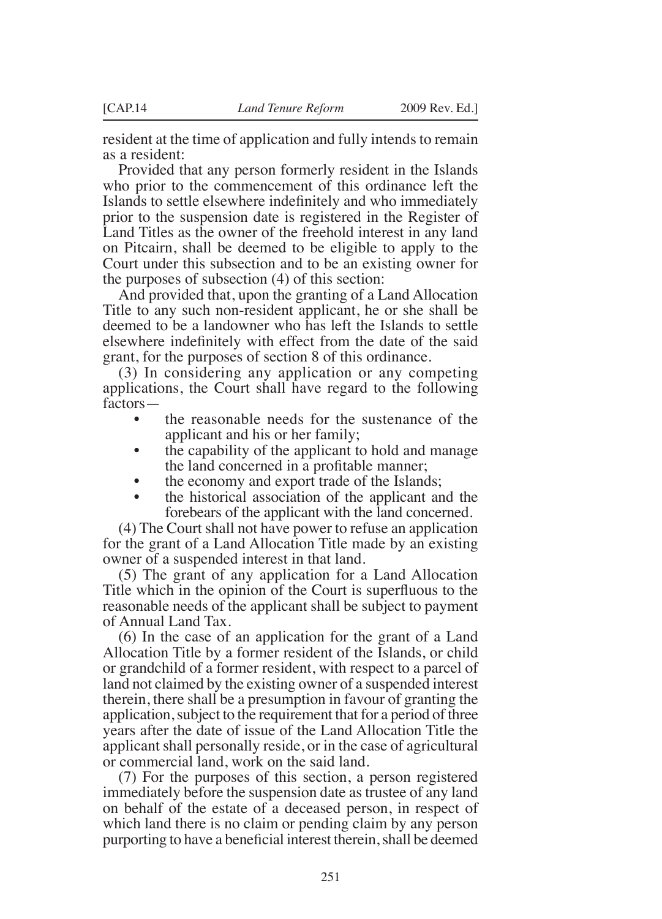resident at the time of application and fully intends to remain as a resident:

Provided that any person formerly resident in the Islands who prior to the commencement of this ordinance left the Islands to settle elsewhere indefinitely and who immediately prior to the suspension date is registered in the Register of Land Titles as the owner of the freehold interest in any land on Pitcairn, shall be deemed to be eligible to apply to the Court under this subsection and to be an existing owner for the purposes of subsection (4) of this section:

And provided that, upon the granting of a Land Allocation Title to any such non-resident applicant, he or she shall be deemed to be a landowner who has left the Islands to settle elsewhere indefinitely with effect from the date of the said grant, for the purposes of section 8 of this ordinance.

(3) In considering any application or any competing applications, the Court shall have regard to the following factors—

- the reasonable needs for the sustenance of the applicant and his or her family;
- the capability of the applicant to hold and manage the land concerned in a profitable manner;
- the economy and export trade of the Islands;
- the historical association of the applicant and the forebears of the applicant with the land concerned.

(4) The Court shall not have power to refuse an application for the grant of a Land Allocation Title made by an existing owner of a suspended interest in that land.

(5) The grant of any application for a Land Allocation Title which in the opinion of the Court is superfluous to the reasonable needs of the applicant shall be subject to payment of Annual Land Tax.

(6) In the case of an application for the grant of a Land Allocation Title by a former resident of the Islands, or child or grandchild of a former resident, with respect to a parcel of land not claimed by the existing owner of a suspended interest therein, there shall be a presumption in favour of granting the application, subject to the requirement that for a period of three years after the date of issue of the Land Allocation Title the applicant shall personally reside, or in the case of agricultural or commercial land, work on the said land.

(7) For the purposes of this section, a person registered immediately before the suspension date as trustee of any land on behalf of the estate of a deceased person, in respect of which land there is no claim or pending claim by any person purporting to have a beneficial interest therein, shall be deemed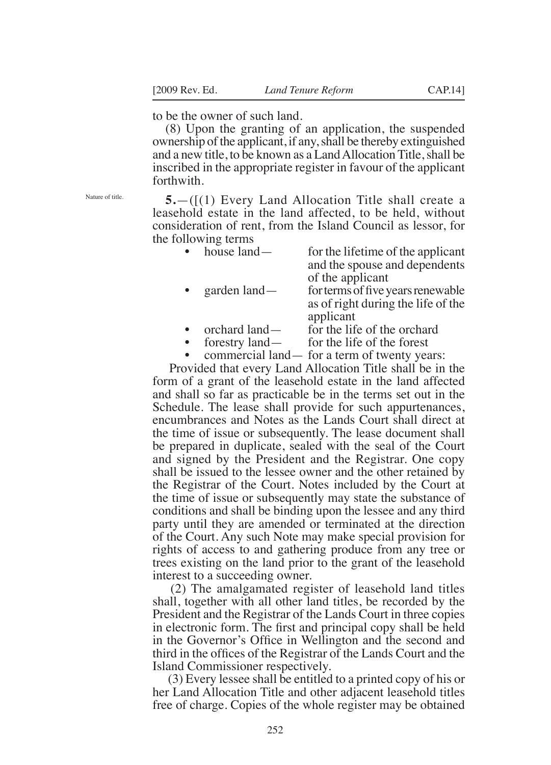to be the owner of such land.

(8) Upon the granting of an application, the suspended ownership of the applicant, if any, shall be thereby extinguished and a new title, to be known as a Land Allocation Title, shall be inscribed in the appropriate register in favour of the applicant forthwith.

Nature of title.

**5.**—([(1) Every Land Allocation Title shall create a leasehold estate in the land affected, to be held, without consideration of rent, from the Island Council as lessor, for the following terms

- house land— for the lifetime of the applicant and the spouse and dependents of the applicant
- garden land— for terms of five years renewable as of right during the life of the applicant
- orchard land— for the life of the orchard
- forestry land— for the life of the forest
- commercial land— for a term of twenty years:

Provided that every Land Allocation Title shall be in the form of a grant of the leasehold estate in the land affected and shall so far as practicable be in the terms set out in the Schedule. The lease shall provide for such appurtenances, encumbrances and Notes as the Lands Court shall direct at the time of issue or subsequently. The lease document shall be prepared in duplicate, sealed with the seal of the Court and signed by the President and the Registrar. One copy shall be issued to the lessee owner and the other retained by the Registrar of the Court. Notes included by the Court at the time of issue or subsequently may state the substance of conditions and shall be binding upon the lessee and any third party until they are amended or terminated at the direction of the Court. Any such Note may make special provision for rights of access to and gathering produce from any tree or trees existing on the land prior to the grant of the leasehold interest to a succeeding owner.

(2) The amalgamated register of leasehold land titles shall, together with all other land titles, be recorded by the President and the Registrar of the Lands Court in three copies in electronic form. The first and principal copy shall be held in the Governor's Office in Wellington and the second and third in the offices of the Registrar of the Lands Court and the Island Commissioner respectively.

(3) Every lessee shall be entitled to a printed copy of his or her Land Allocation Title and other adjacent leasehold titles free of charge. Copies of the whole register may be obtained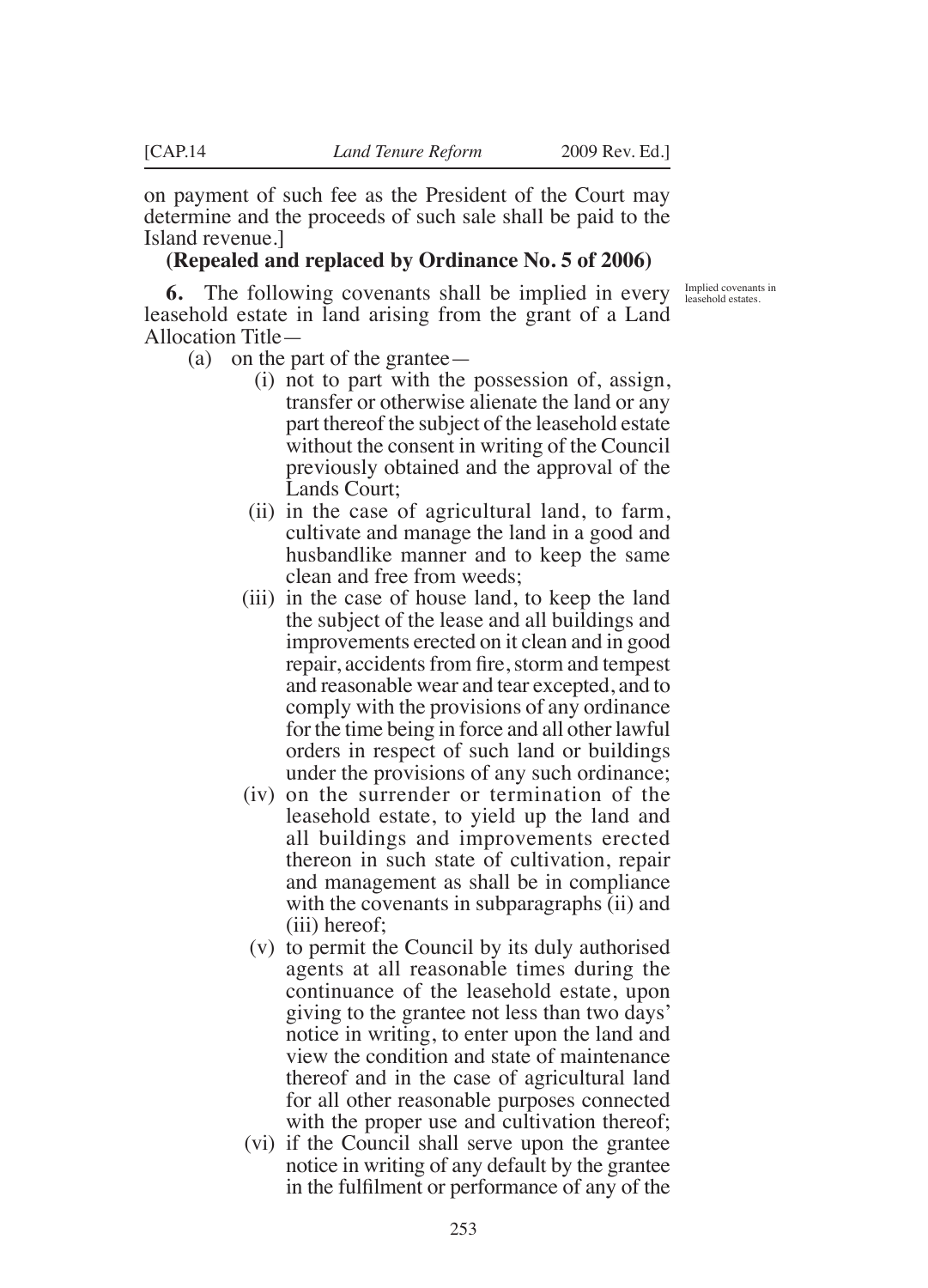on payment of such fee as the President of the Court may determine and the proceeds of such sale shall be paid to the Island revenue.]

**(Repealed and replaced by Ordinance No. 5 of 2006)**

Implied covenants in leasehold estates.

**6.** The following covenants shall be implied in every leasehold estate in land arising from the grant of a Land Allocation Title—

(a) on the part of the grantee—

(i) not to part with the possession of, assign, transfer or otherwise alienate the land or any part thereof the subject of the leasehold estate without the consent in writing of the Council previously obtained and the approval of the Lands Court;

(ii) in the case of agricultural land, to farm, cultivate and manage the land in a good and husbandlike manner and to keep the same clean and free from weeds;

(iii) in the case of house land, to keep the land the subject of the lease and all buildings and improvements erected on it clean and in good repair, accidents from fire, storm and tempest and reasonable wear and tear excepted, and to comply with the provisions of any ordinance for the time being in force and all other lawful orders in respect of such land or buildings under the provisions of any such ordinance;

(iv) on the surrender or termination of the leasehold estate, to yield up the land and all buildings and improvements erected thereon in such state of cultivation, repair and management as shall be in compliance with the covenants in subparagraphs (ii) and (iii) hereof;

(v) to permit the Council by its duly authorised agents at all reasonable times during the continuance of the leasehold estate, upon giving to the grantee not less than two days' notice in writing, to enter upon the land and view the condition and state of maintenance thereof and in the case of agricultural land for all other reasonable purposes connected with the proper use and cultivation thereof;

(vi) if the Council shall serve upon the grantee notice in writing of any default by the grantee in the fulfilment or performance of any of the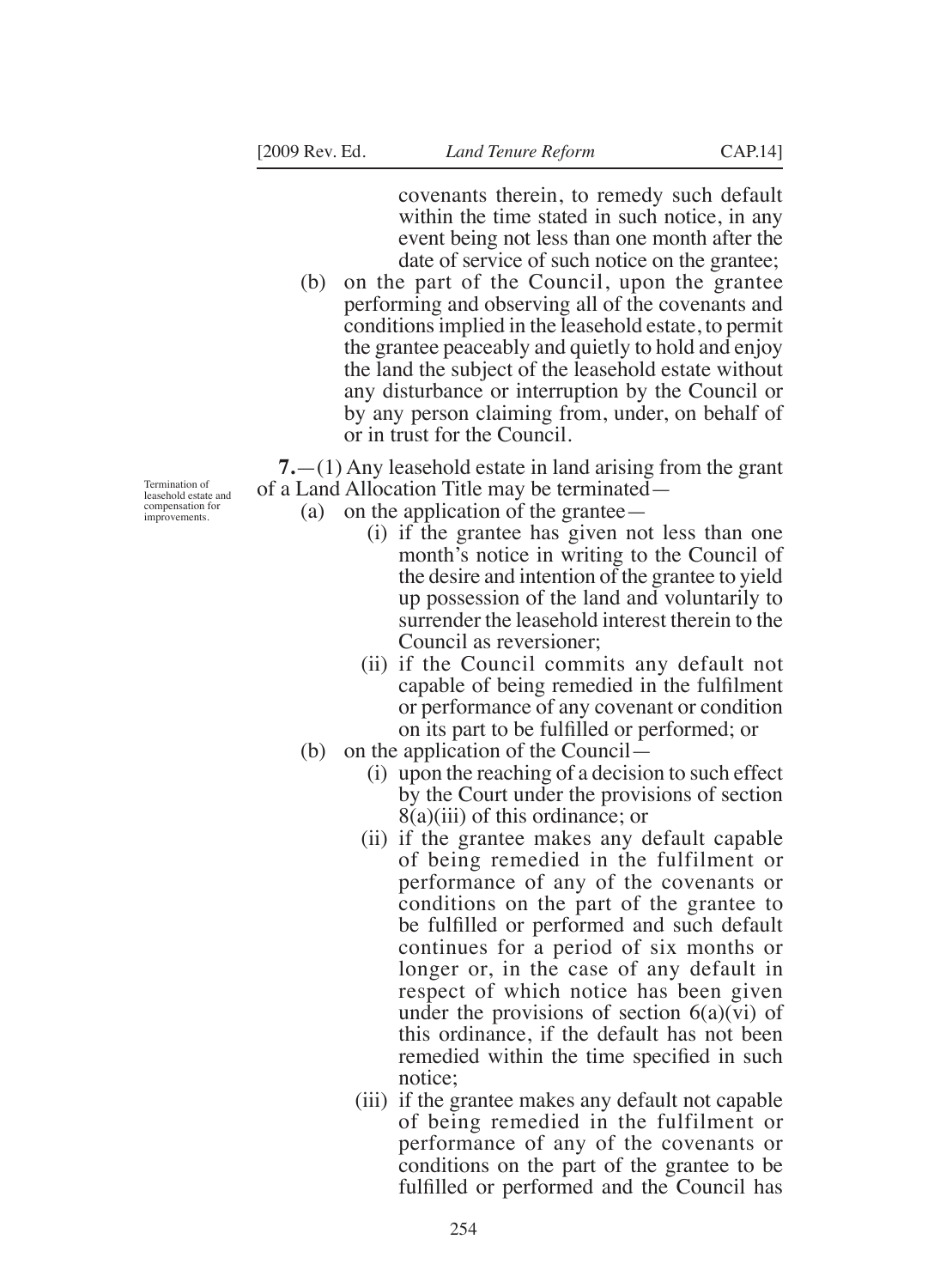covenants therein, to remedy such default within the time stated in such notice, in any event being not less than one month after the date of service of such notice on the grantee;

(b) on the part of the Council, upon the grantee performing and observing all of the covenants and conditions implied in the leasehold estate, to permit the grantee peaceably and quietly to hold and enjoy the land the subject of the leasehold estate without any disturbance or interruption by the Council or by any person claiming from, under, on behalf of or in trust for the Council.

Termination of leasehold estate and compensation for improvements.

**7.**—(1) Any leasehold estate in land arising from the grant of a Land Allocation Title may be terminated—

(a) on the application of the grantee—

(i) if the grantee has given not less than one month's notice in writing to the Council of the desire and intention of the grantee to yield up possession of the land and voluntarily to surrender the leasehold interest therein to the Council as reversioner;

(ii) if the Council commits any default not capable of being remedied in the fulfilment or performance of any covenant or condition on its part to be fulfilled or performed; or

(b) on the application of the Council—

(i) upon the reaching of a decision to such effect by the Court under the provisions of section 8(a)(iii) of this ordinance; or

(ii) if the grantee makes any default capable of being remedied in the fulfilment or performance of any of the covenants or conditions on the part of the grantee to be fulfilled or performed and such default continues for a period of six months or longer or, in the case of any default in respect of which notice has been given under the provisions of section 6(a)(vi) of this ordinance, if the default has not been remedied within the time specified in such notice;

(iii) if the grantee makes any default not capable of being remedied in the fulfilment or performance of any of the covenants or conditions on the part of the grantee to be fulfilled or performed and the Council has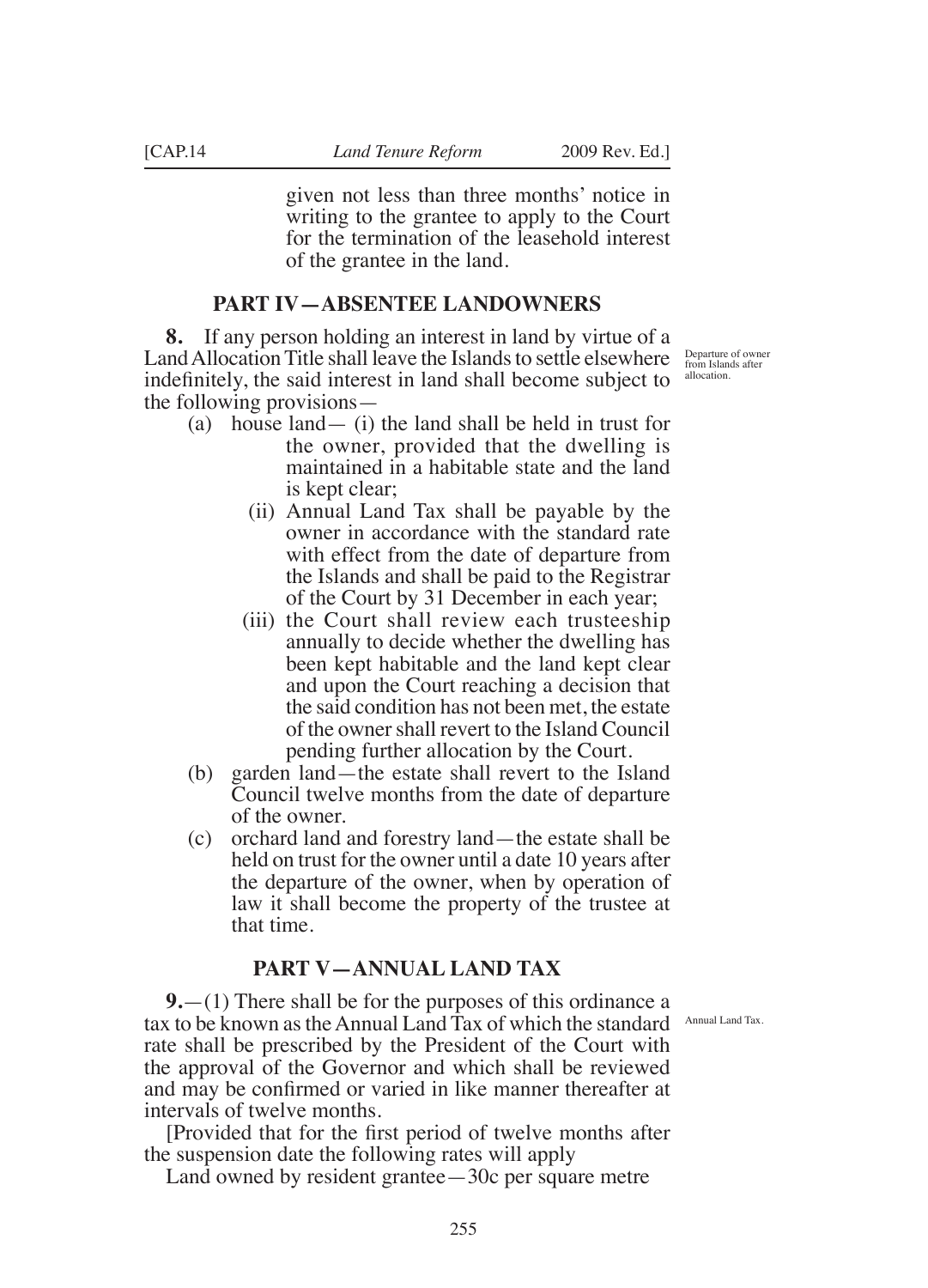given not less than three months' notice in writing to the grantee to apply to the Court for the termination of the leasehold interest of the grantee in the land.

## PART IV—ABSENTEE LANDOWNERS

Departure of owner from Islands after allocation.

**8.** If any person holding an interest in land by virtue of a Land Allocation Title shall leave the Islands to settle elsewhere indefinitely, the said interest in land shall become subject to the following provisions—

(a) house land— (i) the land shall be held in trust for the owner, provided that the dwelling is maintained in a habitable state and the land is kept clear;

(ii) Annual Land Tax shall be payable by the owner in accordance with the standard rate with effect from the date of departure from the Islands and shall be paid to the Registrar of the Court by 31 December in each year;

(iii) the Court shall review each trusteeship annually to decide whether the dwelling has been kept habitable and the land kept clear and upon the Court reaching a decision that the said condition has not been met, the estate of the owner shall revert to the Island Council pending further allocation by the Court.

(b) garden land—the estate shall revert to the Island Council twelve months from the date of departure of the owner.

(c) orchard land and forestry land—the estate shall be held on trust for the owner until a date 10 years after the departure of the owner, when by operation of law it shall become the property of the trustee at that time.

## PART V—ANNUAL LAND TAX

Annual Land Tax.

**9.**—(1) There shall be for the purposes of this ordinance a tax to be known as the Annual Land Tax of which the standard rate shall be prescribed by the President of the Court with the approval of the Governor and which shall be reviewed and may be confirmed or varied in like manner thereafter at intervals of twelve months.

[Provided that for the first period of twelve months after the suspension date the following rates will apply

Land owned by resident grantee—30c per square metre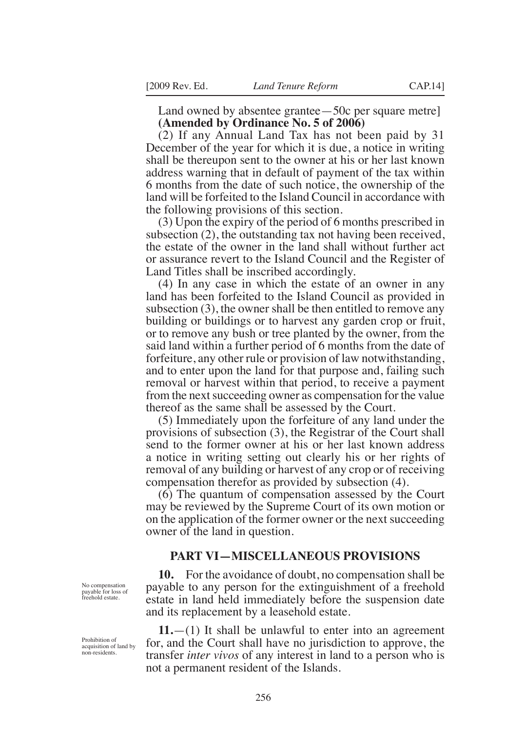Land owned by absentee grantee—50c per square metre]
**(Amended by Ordinance No. 5 of 2006)**

(2) If any Annual Land Tax has not been paid by 31 December of the year for which it is due, a notice in writing shall be thereupon sent to the owner at his or her last known address warning that in default of payment of the tax within 6 months from the date of such notice, the ownership of the land will be forfeited to the Island Council in accordance with the following provisions of this section.

(3) Upon the expiry of the period of 6 months prescribed in subsection (2), the outstanding tax not having been received, the estate of the owner in the land shall without further act or assurance revert to the Island Council and the Register of Land Titles shall be inscribed accordingly.

(4) In any case in which the estate of an owner in any land has been forfeited to the Island Council as provided in subsection (3), the owner shall be then entitled to remove any building or buildings or to harvest any garden crop or fruit, or to remove any bush or tree planted by the owner, from the said land within a further period of 6 months from the date of forfeiture, any other rule or provision of law notwithstanding, and to enter upon the land for that purpose and, failing such removal or harvest within that period, to receive a payment from the next succeeding owner as compensation for the value thereof as the same shall be assessed by the Court.

(5) Immediately upon the forfeiture of any land under the provisions of subsection (3), the Registrar of the Court shall send to the former owner at his or her last known address a notice in writing setting out clearly his or her rights of removal of any building or harvest of any crop or of receiving compensation therefor as provided by subsection (4).

(6) The quantum of compensation assessed by the Court may be reviewed by the Supreme Court of its own motion or on the application of the former owner or the next succeeding owner of the land in question.

## PART VI—MISCELLANEOUS PROVISIONS

*No compensation payable for loss of freehold estate.*

**10.** For the avoidance of doubt, no compensation shall be payable to any person for the extinguishment of a freehold estate in land held immediately before the suspension date and its replacement by a leasehold estate.

*Prohibition of acquisition of land by non-residents.*

**11.**—(1) It shall be unlawful to enter into an agreement for, and the Court shall have no jurisdiction to approve, the transfer *inter vivos* of any interest in land to a person who is not a permanent resident of the Islands.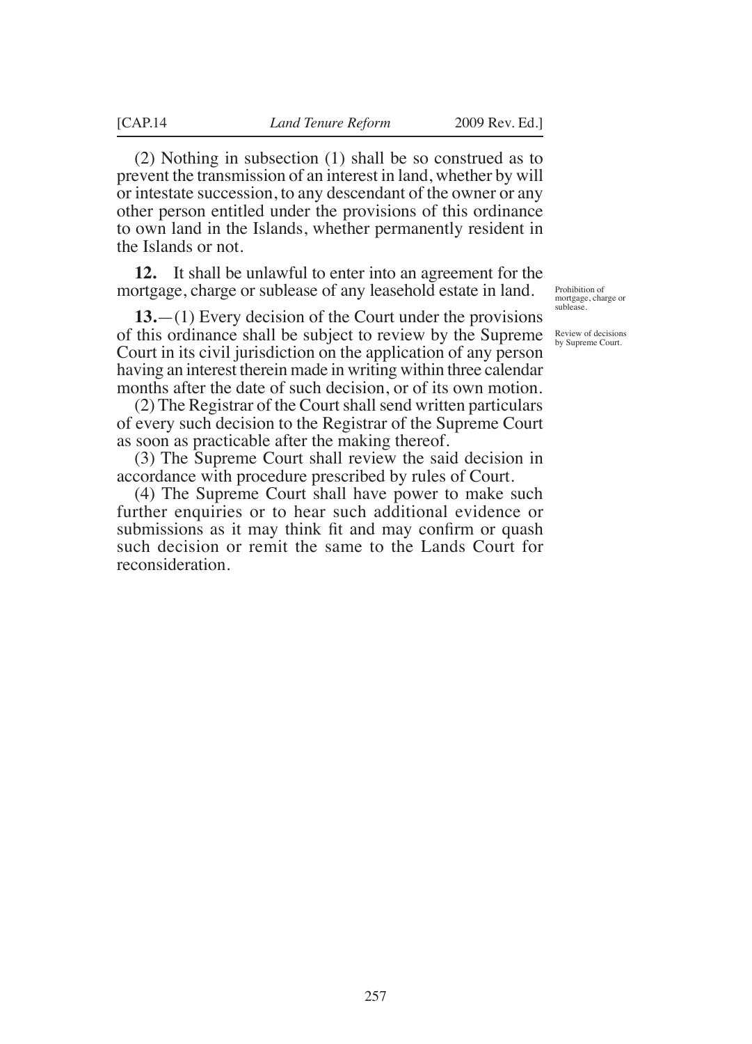(2) Nothing in subsection (1) shall be so construed as to prevent the transmission of an interest in land, whether by will or intestate succession, to any descendant of the owner or any other person entitled under the provisions of this ordinance to own land in the Islands, whether permanently resident in the Islands or not.

*Prohibition of mortgage, charge or sublease.*

**12.** It shall be unlawful to enter into an agreement for the mortgage, charge or sublease of any leasehold estate in land.

*Review of decisions by Supreme Court.*

**13.**—(1) Every decision of the Court under the provisions of this ordinance shall be subject to review by the Supreme Court in its civil jurisdiction on the application of any person having an interest therein made in writing within three calendar months after the date of such decision, or of its own motion.

(2) The Registrar of the Court shall send written particulars of every such decision to the Registrar of the Supreme Court as soon as practicable after the making thereof.

(3) The Supreme Court shall review the said decision in accordance with procedure prescribed by rules of Court.

(4) The Supreme Court shall have power to make such further enquiries or to hear such additional evidence or submissions as it may think fit and may confirm or quash such decision or remit the same to the Lands Court for reconsideration.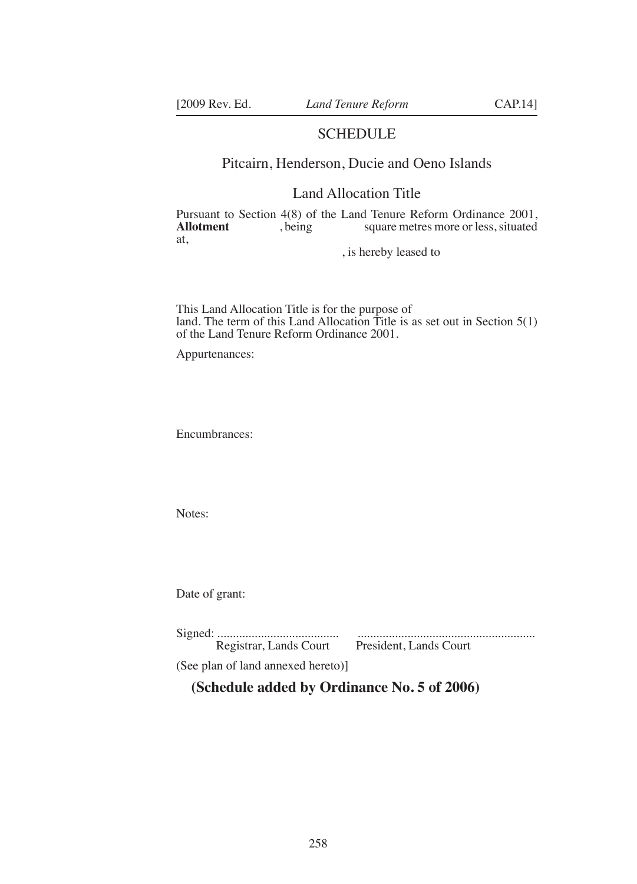## SCHEDULE

### Pitcairn, Henderson, Ducie and Oeno Islands

### Land Allocation Title

Pursuant to Section 4(8) of the Land Tenure Reform Ordinance 2001, **Allotment** , being square metres more or less, situated at,

, is hereby leased to

This Land Allocation Title is for the purpose of land. The term of this Land Allocation Title is as set out in Section 5(1) of the Land Tenure Reform Ordinance 2001.

Appurtenances:

Encumbrances:

Notes:

Date of grant:

Signed: ....................................... .........................................................
Registrar, Lands Court President, Lands Court

(See plan of land annexed hereto)]

**(Schedule added by Ordinance No. 5 of 2006)**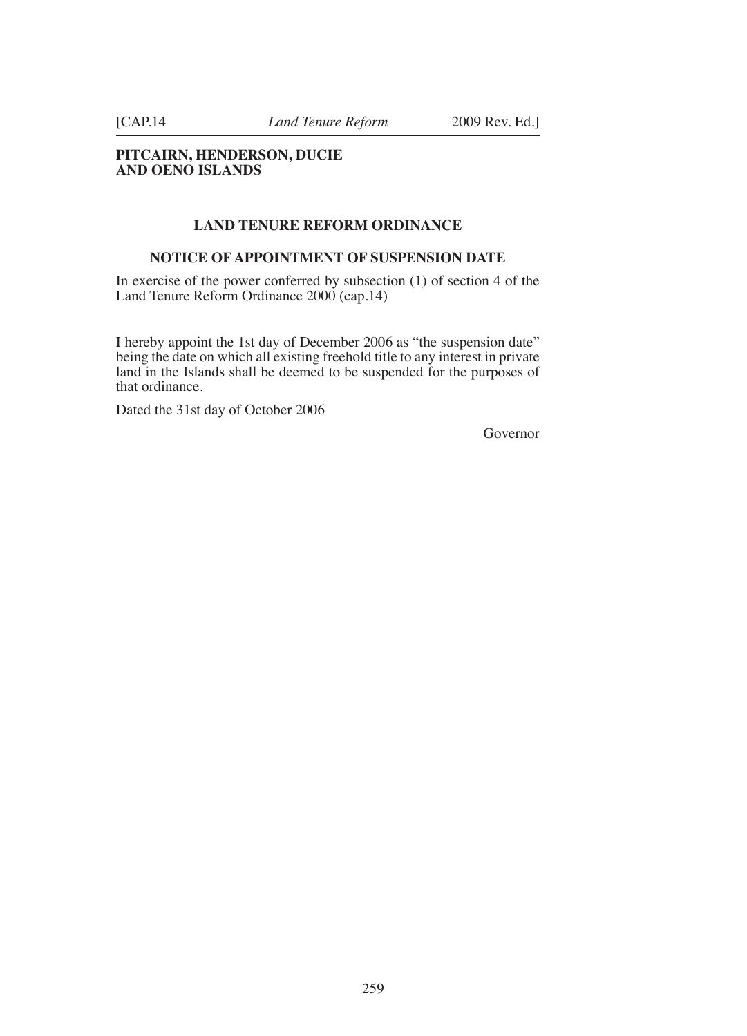**PITCAIRN, HENDERSON, DUCIE AND OENO ISLANDS**

## LAND TENURE REFORM ORDINANCE

### NOTICE OF APPOINTMENT OF SUSPENSION DATE

In exercise of the power conferred by subsection (1) of section 4 of the Land Tenure Reform Ordinance 2000 (cap.14)

I hereby appoint the 1st day of December 2006 as "the suspension date" being the date on which all existing freehold title to any interest in private land in the Islands shall be deemed to be suspended for the purposes of that ordinance.

Dated the 31st day of October 2006

Governor